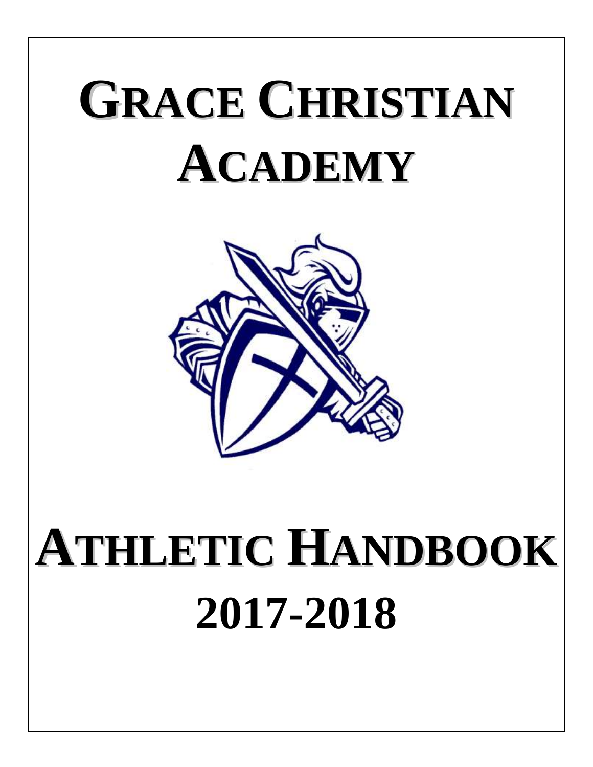# GRACE CHRISTIAN ACADEMY

# ATHLETIC HANDBOOK

# 2017-2018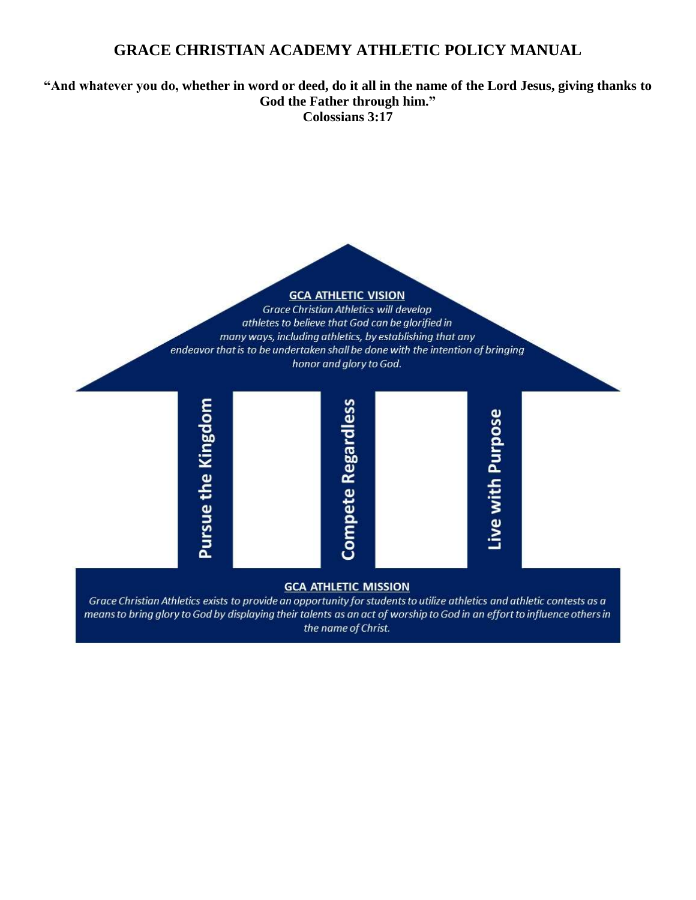# GRACE CHRISTIAN ACADEMY ATHLETIC POLICY MANUAL

**"And whatever you do, whether in word or deed, do it all in the name of the Lord Jesus, giving thanks to God the Father through him."**
**Colossians 3:17**

**GCA ATHLETIC VISION**

*Grace Christian Athletics will develop athletes to believe that God can be glorified in many ways, including athletics, by establishing that any endeavor that is to be undertaken shall be done with the intention of bringing honor and glory to God.*

**Pursue the Kingdom**

**Compete Regardless**

**Live with Purpose**

**GCA ATHLETIC MISSION**

*Grace Christian Athletics exists to provide an opportunity for students to utilize athletics and athletic contests as a means to bring glory to God by displaying their talents as an act of worship to God in an effort to influence others in the name of Christ.*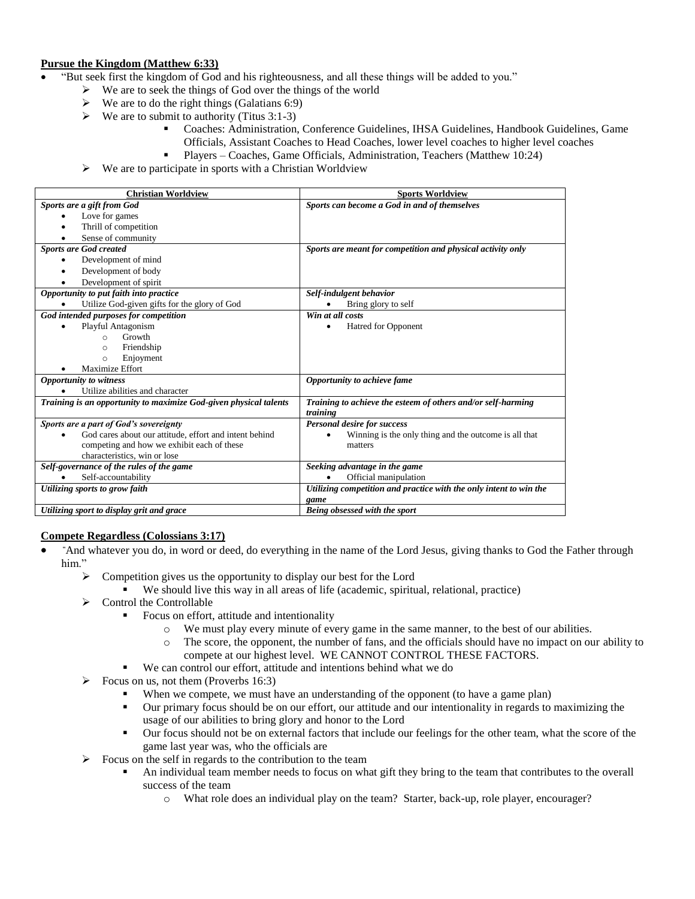**Pursue the Kingdom (Matthew 6:33)**

- "But seek first the kingdom of God and his righteousness, and all these things will be added to you."
  - We are to seek the things of God over the things of the world
  - We are to do the right things (Galatians 6:9)
  - We are to submit to authority (Titus 3:1-3)
    - Coaches: Administration, Conference Guidelines, IHSA Guidelines, Handbook Guidelines, Game Officials, Assistant Coaches to Head Coaches, lower level coaches to higher level coaches
    - Players – Coaches, Game Officials, Administration, Teachers (Matthew 10:24)
  - We are to participate in sports with a Christian Worldview

| Christian Worldview | Sports Worldview |
|---|---|
| ***Sports are a gift from God***<br>• Love for games<br>• Thrill of competition<br>• Sense of community | ***Sports can become a God in and of themselves*** |
| ***Sports are God created***<br>• Development of mind<br>• Development of body<br>• Development of spirit | ***Sports are meant for competition and physical activity only*** |
| ***Opportunity to put faith into practice***<br>• Utilize God-given gifts for the glory of God | ***Self-indulgent behavior***<br>• Bring glory to self |
| ***God intended purposes for competition***<br>• Playful Antagonism<br>○ Growth<br>○ Friendship<br>○ Enjoyment<br>• Maximize Effort | ***Win at all costs***<br>• Hatred for Opponent |
| ***Opportunity to witness***<br>• Utilize abilities and character | ***Opportunity to achieve fame*** |
| ***Training is an opportunity to maximize God-given physical talents*** | ***Training to achieve the esteem of others and/or self-harming training*** |
| ***Sports are a part of God's sovereignty***<br>• God cares about our attitude, effort and intent behind competing and how we exhibit each of these characteristics, win or lose | ***Personal desire for success***<br>• Winning is the only thing and the outcome is all that matters |
| ***Self-governance of the rules of the game***<br>• Self-accountability | ***Seeking advantage in the game***<br>• Official manipulation |
| ***Utilizing sports to grow faith*** | ***Utilizing competition and practice with the only intent to win the game*** |
| ***Utilizing sport to display grit and grace*** | ***Being obsessed with the sport*** |

**Compete Regardless (Colossians 3:17)**

- "And whatever you do, in word or deed, do everything in the name of the Lord Jesus, giving thanks to God the Father through him."
  - Competition gives us the opportunity to display our best for the Lord
    - We should live this way in all areas of life (academic, spiritual, relational, practice)
  - Control the Controllable
    - Focus on effort, attitude and intentionality
      - We must play every minute of every game in the same manner, to the best of our abilities.
      - The score, the opponent, the number of fans, and the officials should have no impact on our ability to compete at our highest level. WE CANNOT CONTROL THESE FACTORS.
    - We can control our effort, attitude and intentions behind what we do
  - Focus on us, not them (Proverbs 16:3)
    - When we compete, we must have an understanding of the opponent (to have a game plan)
    - Our primary focus should be on our effort, our attitude and our intentionality in regards to maximizing the usage of our abilities to bring glory and honor to the Lord
    - Our focus should not be on external factors that include our feelings for the other team, what the score of the game last year was, who the officials are
  - Focus on the self in regards to the contribution to the team
    - An individual team member needs to focus on what gift they bring to the team that contributes to the overall success of the team
      - What role does an individual play on the team? Starter, back-up, role player, encourager?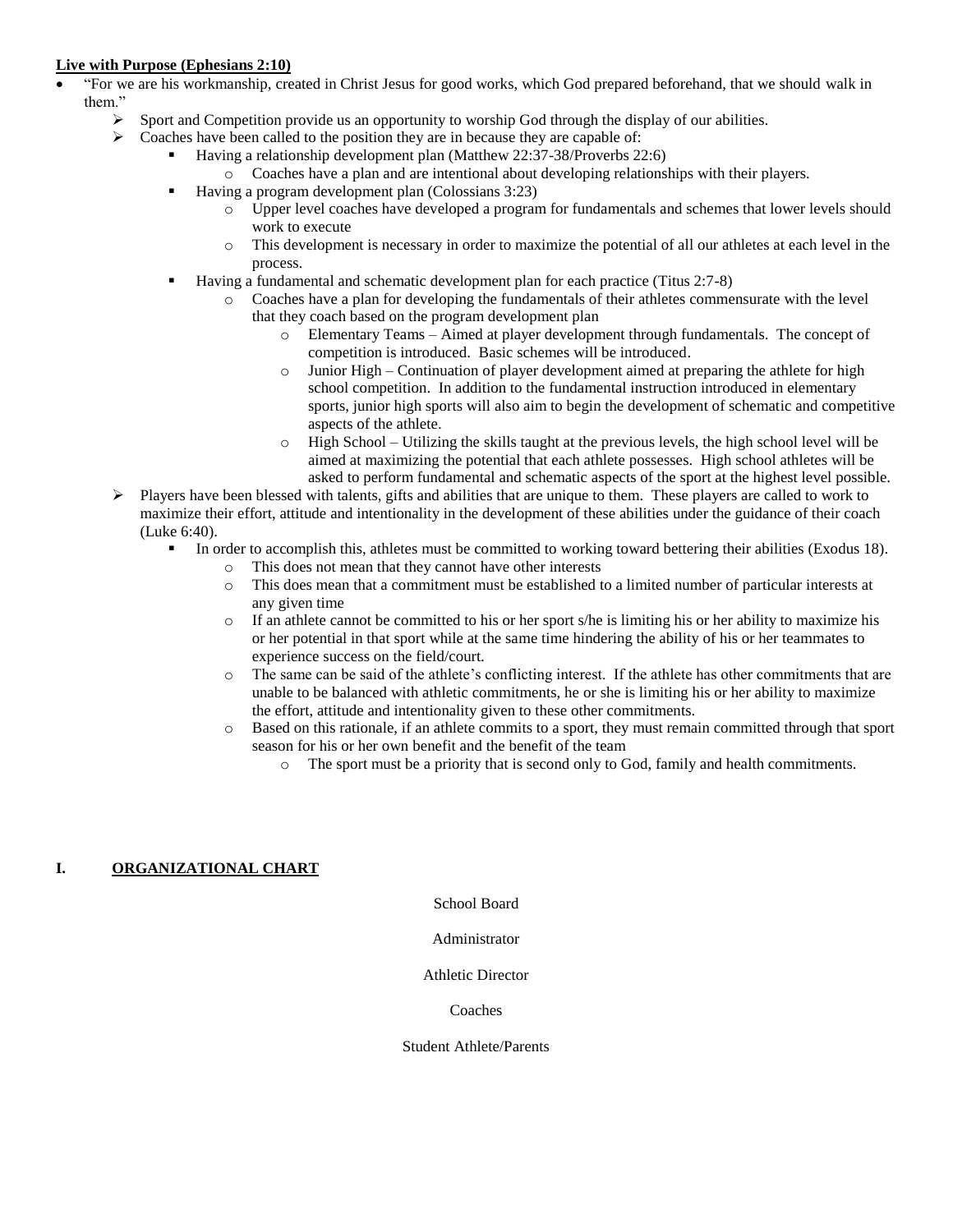**Live with Purpose (Ephesians 2:10)**

- "For we are his workmanship, created in Christ Jesus for good works, which God prepared beforehand, that we should walk in them."
  - Sport and Competition provide us an opportunity to worship God through the display of our abilities.
  - Coaches have been called to the position they are in because they are capable of:
    - Having a relationship development plan (Matthew 22:37-38/Proverbs 22:6)
      - Coaches have a plan and are intentional about developing relationships with their players.
    - Having a program development plan (Colossians 3:23)
      - Upper level coaches have developed a program for fundamentals and schemes that lower levels should work to execute
      - This development is necessary in order to maximize the potential of all our athletes at each level in the process.
    - Having a fundamental and schematic development plan for each practice (Titus 2:7-8)
      - Coaches have a plan for developing the fundamentals of their athletes commensurate with the level that they coach based on the program development plan
        - Elementary Teams – Aimed at player development through fundamentals. The concept of competition is introduced. Basic schemes will be introduced.
        - Junior High – Continuation of player development aimed at preparing the athlete for high school competition. In addition to the fundamental instruction introduced in elementary sports, junior high sports will also aim to begin the development of schematic and competitive aspects of the athlete.
        - High School – Utilizing the skills taught at the previous levels, the high school level will be aimed at maximizing the potential that each athlete possesses. High school athletes will be asked to perform fundamental and schematic aspects of the sport at the highest level possible.
  - Players have been blessed with talents, gifts and abilities that are unique to them. These players are called to work to maximize their effort, attitude and intentionality in the development of these abilities under the guidance of their coach (Luke 6:40).
    - In order to accomplish this, athletes must be committed to working toward bettering their abilities (Exodus 18).
      - This does not mean that they cannot have other interests
      - This does mean that a commitment must be established to a limited number of particular interests at any given time
      - If an athlete cannot be committed to his or her sport s/he is limiting his or her ability to maximize his or her potential in that sport while at the same time hindering the ability of his or her teammates to experience success on the field/court.
      - The same can be said of the athlete's conflicting interest. If the athlete has other commitments that are unable to be balanced with athletic commitments, he or she is limiting his or her ability to maximize the effort, attitude and intentionality given to these other commitments.
      - Based on this rationale, if an athlete commits to a sport, they must remain committed through that sport season for his or her own benefit and the benefit of the team
        - The sport must be a priority that is second only to God, family and health commitments.

## I. ORGANIZATIONAL CHART

School Board

Administrator

Athletic Director

Coaches

Student Athlete/Parents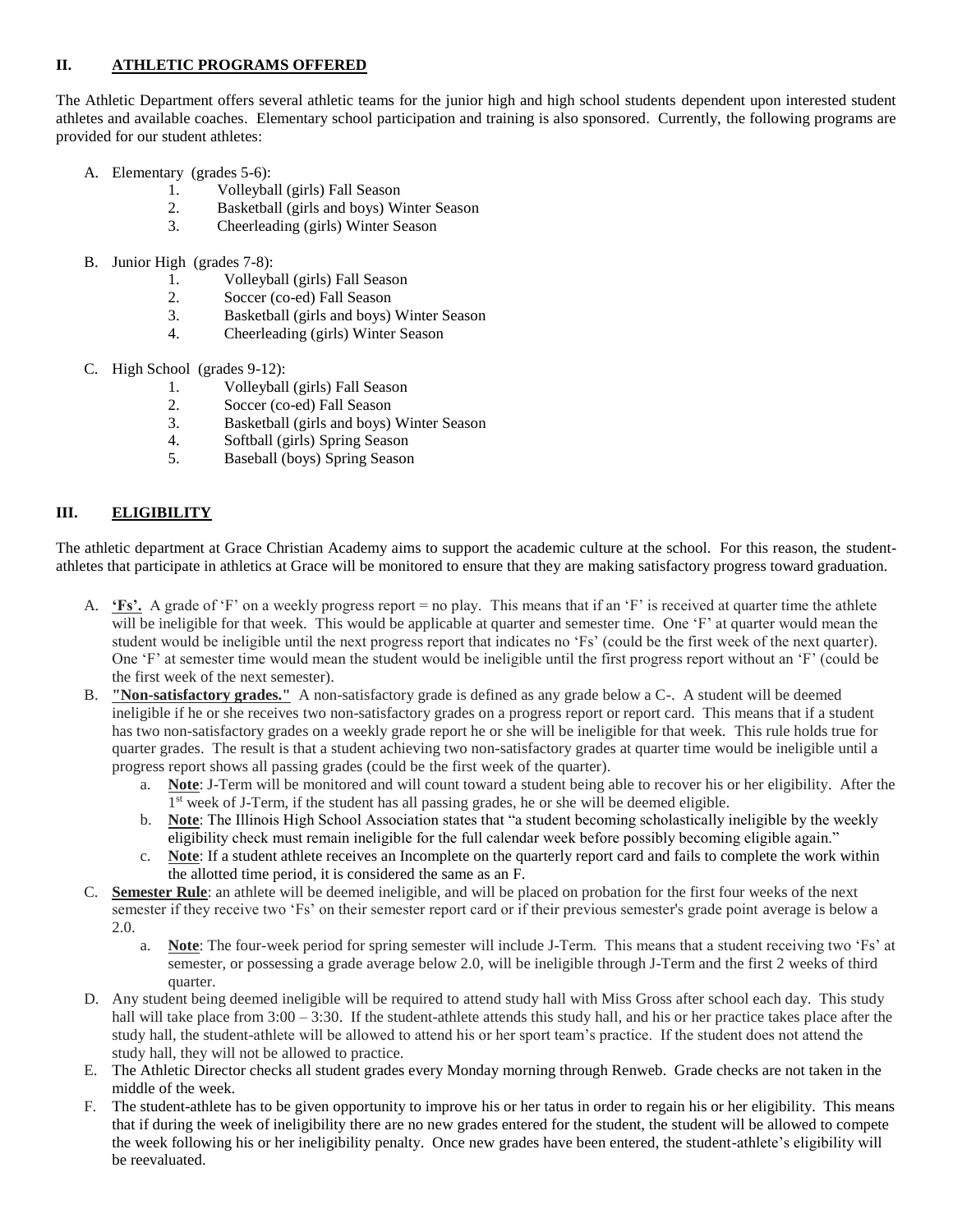## II. ATHLETIC PROGRAMS OFFERED

The Athletic Department offers several athletic teams for the junior high and high school students dependent upon interested student athletes and available coaches. Elementary school participation and training is also sponsored. Currently, the following programs are provided for our student athletes:

A. Elementary (grades 5-6):
   1. Volleyball (girls) Fall Season
   2. Basketball (girls and boys) Winter Season
   3. Cheerleading (girls) Winter Season

B. Junior High (grades 7-8):
   1. Volleyball (girls) Fall Season
   2. Soccer (co-ed) Fall Season
   3. Basketball (girls and boys) Winter Season
   4. Cheerleading (girls) Winter Season

C. High School (grades 9-12):
   1. Volleyball (girls) Fall Season
   2. Soccer (co-ed) Fall Season
   3. Basketball (girls and boys) Winter Season
   4. Softball (girls) Spring Season
   5. Baseball (boys) Spring Season

## III. ELIGIBILITY

The athletic department at Grace Christian Academy aims to support the academic culture at the school. For this reason, the student-athletes that participate in athletics at Grace will be monitored to ensure that they are making satisfactory progress toward graduation.

A. **'Fs'.** A grade of 'F' on a weekly progress report = no play. This means that if an 'F' is received at quarter time the athlete will be ineligible for that week. This would be applicable at quarter and semester time. One 'F' at quarter would mean the student would be ineligible until the next progress report that indicates no 'Fs' (could be the first week of the next quarter). One 'F' at semester time would mean the student would be ineligible until the first progress report without an 'F' (could be the first week of the next semester).

B. **"Non-satisfactory grades."** A non-satisfactory grade is defined as any grade below a C-. A student will be deemed ineligible if he or she receives two non-satisfactory grades on a progress report or report card. This means that if a student has two non-satisfactory grades on a weekly grade report he or she will be ineligible for that week. This rule holds true for quarter grades. The result is that a student achieving two non-satisfactory grades at quarter time would be ineligible until a progress report shows all passing grades (could be the first week of the quarter).
   a. **Note**: J-Term will be monitored and will count toward a student being able to recover his or her eligibility. After the 1st week of J-Term, if the student has all passing grades, he or she will be deemed eligible.
   b. **Note**: The Illinois High School Association states that "a student becoming scholastically ineligible by the weekly eligibility check must remain ineligible for the full calendar week before possibly becoming eligible again."
   c. **Note**: If a student athlete receives an Incomplete on the quarterly report card and fails to complete the work within the allotted time period, it is considered the same as an F.

C. **Semester Rule**: an athlete will be deemed ineligible, and will be placed on probation for the first four weeks of the next semester if they receive two 'Fs' on their semester report card or if their previous semester's grade point average is below a 2.0.
   a. **Note**: The four-week period for spring semester will include J-Term. This means that a student receiving two 'Fs' at semester, or possessing a grade average below 2.0, will be ineligible through J-Term and the first 2 weeks of third quarter.

D. Any student being deemed ineligible will be required to attend study hall with Miss Gross after school each day. This study hall will take place from 3:00 – 3:30. If the student-athlete attends this study hall, and his or her practice takes place after the study hall, the student-athlete will be allowed to attend his or her sport team's practice. If the student does not attend the study hall, they will not be allowed to practice.

E. The Athletic Director checks all student grades every Monday morning through Renweb. Grade checks are not taken in the middle of the week.

F. The student-athlete has to be given opportunity to improve his or her tatus in order to regain his or her eligibility. This means that if during the week of ineligibility there are no new grades entered for the student, the student will be allowed to compete the week following his or her ineligibility penalty. Once new grades have been entered, the student-athlete's eligibility will be reevaluated.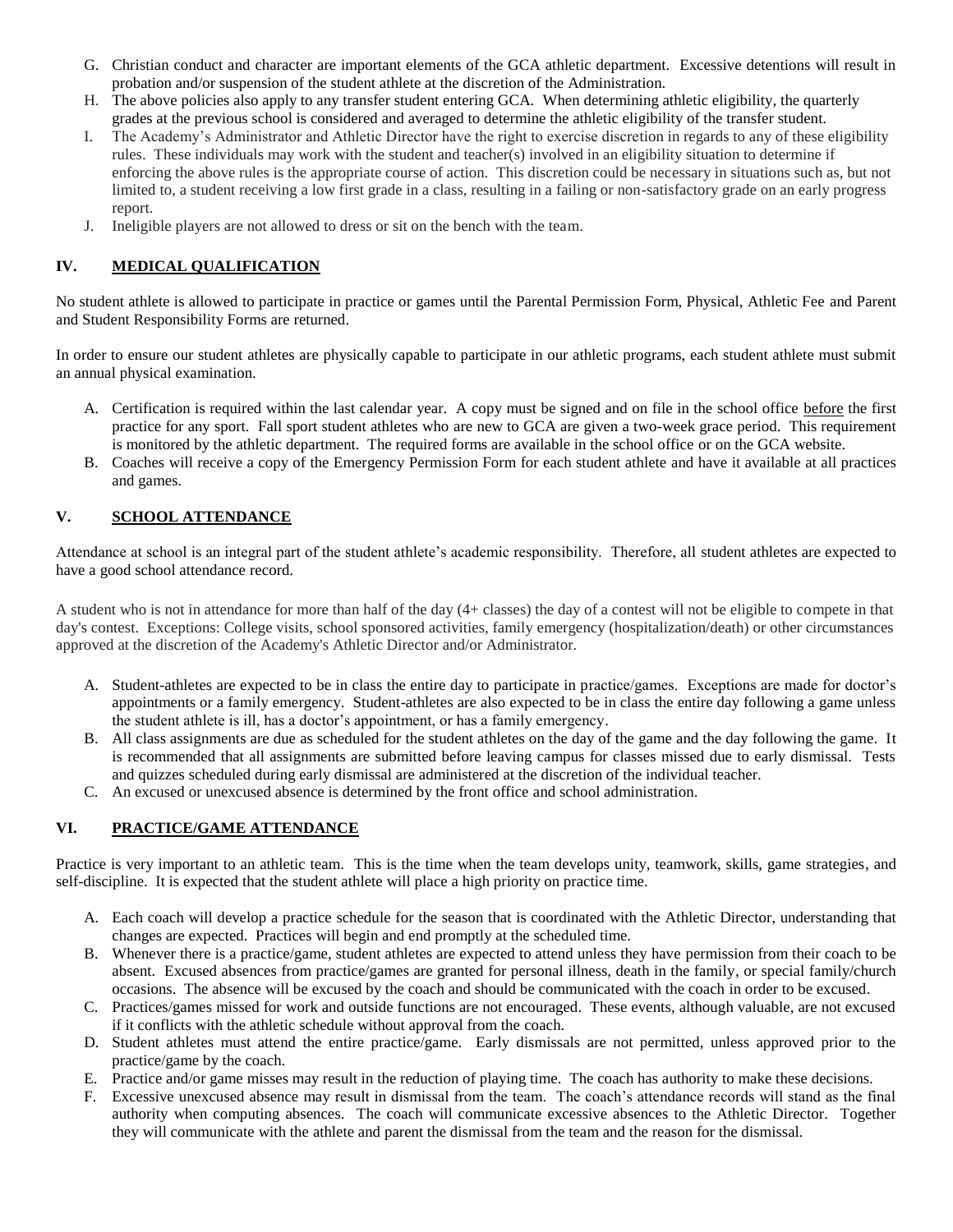G. Christian conduct and character are important elements of the GCA athletic department. Excessive detentions will result in probation and/or suspension of the student athlete at the discretion of the Administration.
H. The above policies also apply to any transfer student entering GCA. When determining athletic eligibility, the quarterly grades at the previous school is considered and averaged to determine the athletic eligibility of the transfer student.
I. The Academy's Administrator and Athletic Director have the right to exercise discretion in regards to any of these eligibility rules. These individuals may work with the student and teacher(s) involved in an eligibility situation to determine if enforcing the above rules is the appropriate course of action. This discretion could be necessary in situations such as, but not limited to, a student receiving a low first grade in a class, resulting in a failing or non-satisfactory grade on an early progress report.
J. Ineligible players are not allowed to dress or sit on the bench with the team.

## IV. MEDICAL QUALIFICATION

No student athlete is allowed to participate in practice or games until the Parental Permission Form, Physical, Athletic Fee and Parent and Student Responsibility Forms are returned.

In order to ensure our student athletes are physically capable to participate in our athletic programs, each student athlete must submit an annual physical examination.

A. Certification is required within the last calendar year. A copy must be signed and on file in the school office before the first practice for any sport. Fall sport student athletes who are new to GCA are given a two-week grace period. This requirement is monitored by the athletic department. The required forms are available in the school office or on the GCA website.
B. Coaches will receive a copy of the Emergency Permission Form for each student athlete and have it available at all practices and games.

## V. SCHOOL ATTENDANCE

Attendance at school is an integral part of the student athlete's academic responsibility. Therefore, all student athletes are expected to have a good school attendance record.

A student who is not in attendance for more than half of the day (4+ classes) the day of a contest will not be eligible to compete in that day's contest. Exceptions: College visits, school sponsored activities, family emergency (hospitalization/death) or other circumstances approved at the discretion of the Academy's Athletic Director and/or Administrator.

A. Student-athletes are expected to be in class the entire day to participate in practice/games. Exceptions are made for doctor's appointments or a family emergency. Student-athletes are also expected to be in class the entire day following a game unless the student athlete is ill, has a doctor's appointment, or has a family emergency.
B. All class assignments are due as scheduled for the student athletes on the day of the game and the day following the game. It is recommended that all assignments are submitted before leaving campus for classes missed due to early dismissal. Tests and quizzes scheduled during early dismissal are administered at the discretion of the individual teacher.
C. An excused or unexcused absence is determined by the front office and school administration.

## VI. PRACTICE/GAME ATTENDANCE

Practice is very important to an athletic team. This is the time when the team develops unity, teamwork, skills, game strategies, and self-discipline. It is expected that the student athlete will place a high priority on practice time.

A. Each coach will develop a practice schedule for the season that is coordinated with the Athletic Director, understanding that changes are expected. Practices will begin and end promptly at the scheduled time.
B. Whenever there is a practice/game, student athletes are expected to attend unless they have permission from their coach to be absent. Excused absences from practice/games are granted for personal illness, death in the family, or special family/church occasions. The absence will be excused by the coach and should be communicated with the coach in order to be excused.
C. Practices/games missed for work and outside functions are not encouraged. These events, although valuable, are not excused if it conflicts with the athletic schedule without approval from the coach.
D. Student athletes must attend the entire practice/game. Early dismissals are not permitted, unless approved prior to the practice/game by the coach.
E. Practice and/or game misses may result in the reduction of playing time. The coach has authority to make these decisions.
F. Excessive unexcused absence may result in dismissal from the team. The coach's attendance records will stand as the final authority when computing absences. The coach will communicate excessive absences to the Athletic Director. Together they will communicate with the athlete and parent the dismissal from the team and the reason for the dismissal.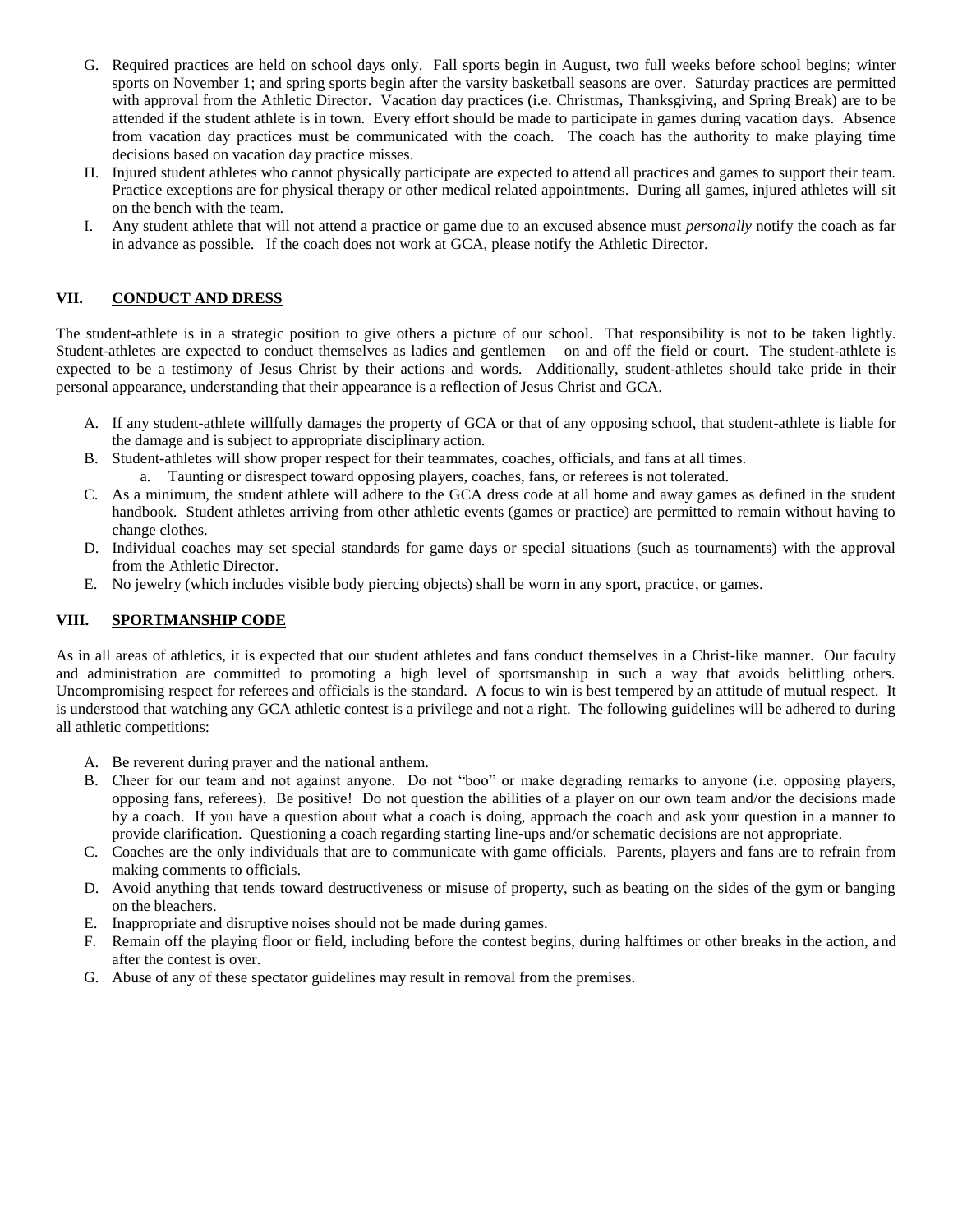G. Required practices are held on school days only. Fall sports begin in August, two full weeks before school begins; winter sports on November 1; and spring sports begin after the varsity basketball seasons are over. Saturday practices are permitted with approval from the Athletic Director. Vacation day practices (i.e. Christmas, Thanksgiving, and Spring Break) are to be attended if the student athlete is in town. Every effort should be made to participate in games during vacation days. Absence from vacation day practices must be communicated with the coach. The coach has the authority to make playing time decisions based on vacation day practice misses.

H. Injured student athletes who cannot physically participate are expected to attend all practices and games to support their team. Practice exceptions are for physical therapy or other medical related appointments. During all games, injured athletes will sit on the bench with the team.

I. Any student athlete that will not attend a practice or game due to an excused absence must *personally* notify the coach as far in advance as possible. If the coach does not work at GCA, please notify the Athletic Director.

## VII. CONDUCT AND DRESS

The student-athlete is in a strategic position to give others a picture of our school. That responsibility is not to be taken lightly. Student-athletes are expected to conduct themselves as ladies and gentlemen – on and off the field or court. The student-athlete is expected to be a testimony of Jesus Christ by their actions and words. Additionally, student-athletes should take pride in their personal appearance, understanding that their appearance is a reflection of Jesus Christ and GCA.

A. If any student-athlete willfully damages the property of GCA or that of any opposing school, that student-athlete is liable for the damage and is subject to appropriate disciplinary action.

B. Student-athletes will show proper respect for their teammates, coaches, officials, and fans at all times.
   a. Taunting or disrespect toward opposing players, coaches, fans, or referees is not tolerated.

C. As a minimum, the student athlete will adhere to the GCA dress code at all home and away games as defined in the student handbook. Student athletes arriving from other athletic events (games or practice) are permitted to remain without having to change clothes.

D. Individual coaches may set special standards for game days or special situations (such as tournaments) with the approval from the Athletic Director.

E. No jewelry (which includes visible body piercing objects) shall be worn in any sport, practice, or games.

## VIII. SPORTMANSHIP CODE

As in all areas of athletics, it is expected that our student athletes and fans conduct themselves in a Christ-like manner. Our faculty and administration are committed to promoting a high level of sportsmanship in such a way that avoids belittling others. Uncompromising respect for referees and officials is the standard. A focus to win is best tempered by an attitude of mutual respect. It is understood that watching any GCA athletic contest is a privilege and not a right. The following guidelines will be adhered to during all athletic competitions:

A. Be reverent during prayer and the national anthem.

B. Cheer for our team and not against anyone. Do not "boo" or make degrading remarks to anyone (i.e. opposing players, opposing fans, referees). Be positive! Do not question the abilities of a player on our own team and/or the decisions made by a coach. If you have a question about what a coach is doing, approach the coach and ask your question in a manner to provide clarification. Questioning a coach regarding starting line-ups and/or schematic decisions are not appropriate.

C. Coaches are the only individuals that are to communicate with game officials. Parents, players and fans are to refrain from making comments to officials.

D. Avoid anything that tends toward destructiveness or misuse of property, such as beating on the sides of the gym or banging on the bleachers.

E. Inappropriate and disruptive noises should not be made during games.

F. Remain off the playing floor or field, including before the contest begins, during halftimes or other breaks in the action, and after the contest is over.

G. Abuse of any of these spectator guidelines may result in removal from the premises.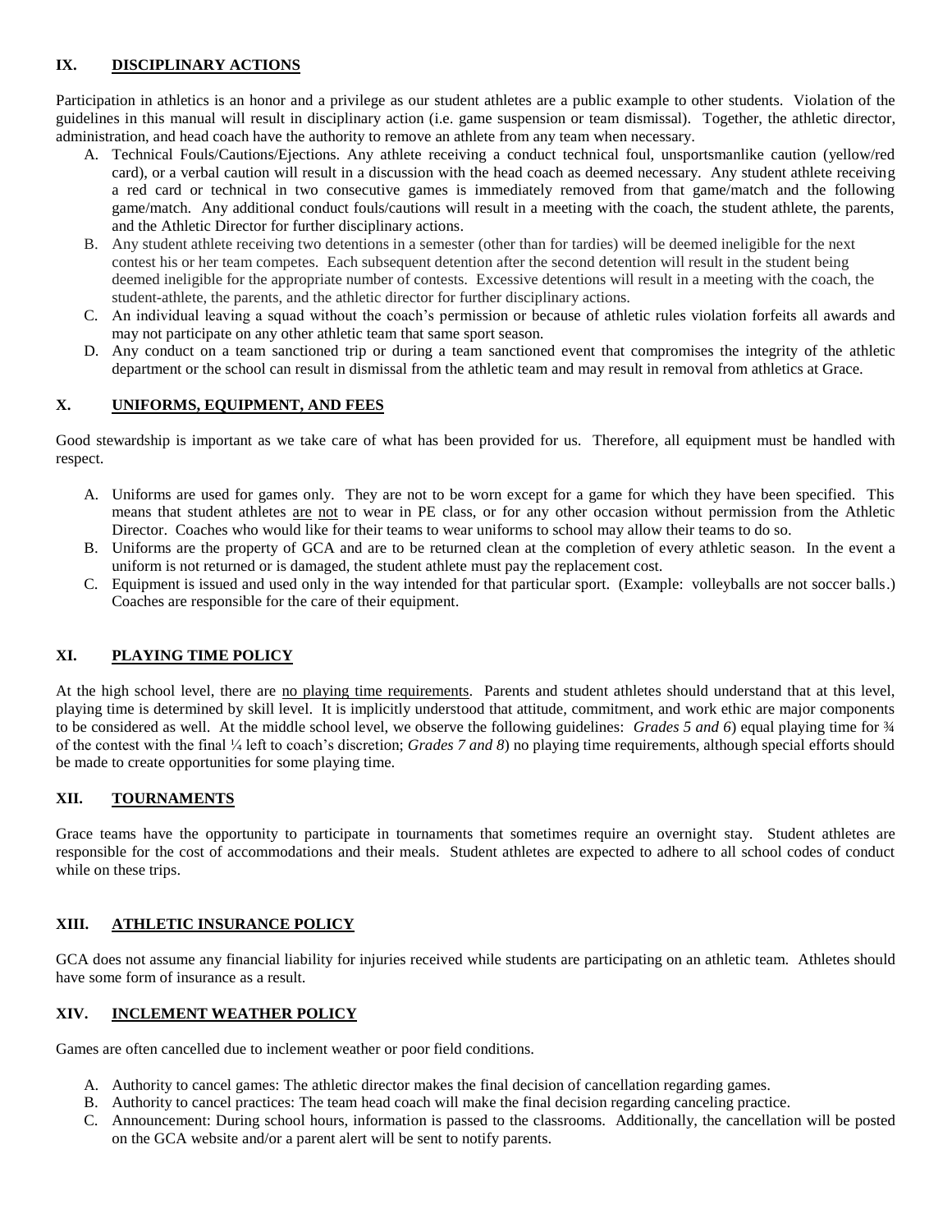## IX. **DISCIPLINARY ACTIONS**

Participation in athletics is an honor and a privilege as our student athletes are a public example to other students. Violation of the guidelines in this manual will result in disciplinary action (i.e. game suspension or team dismissal). Together, the athletic director, administration, and head coach have the authority to remove an athlete from any team when necessary.

A. Technical Fouls/Cautions/Ejections. Any athlete receiving a conduct technical foul, unsportsmanlike caution (yellow/red card), or a verbal caution will result in a discussion with the head coach as deemed necessary. Any student athlete receiving a red card or technical in two consecutive games is immediately removed from that game/match and the following game/match. Any additional conduct fouls/cautions will result in a meeting with the coach, the student athlete, the parents, and the Athletic Director for further disciplinary actions.
B. Any student athlete receiving two detentions in a semester (other than for tardies) will be deemed ineligible for the next contest his or her team competes. Each subsequent detention after the second detention will result in the student being deemed ineligible for the appropriate number of contests. Excessive detentions will result in a meeting with the coach, the student-athlete, the parents, and the athletic director for further disciplinary actions.
C. An individual leaving a squad without the coach's permission or because of athletic rules violation forfeits all awards and may not participate on any other athletic team that same sport season.
D. Any conduct on a team sanctioned trip or during a team sanctioned event that compromises the integrity of the athletic department or the school can result in dismissal from the athletic team and may result in removal from athletics at Grace.

## X. **UNIFORMS, EQUIPMENT, AND FEES**

Good stewardship is important as we take care of what has been provided for us. Therefore, all equipment must be handled with respect.

A. Uniforms are used for games only. They are not to be worn except for a game for which they have been specified. This means that student athletes <u>are</u> <u>not</u> to wear in PE class, or for any other occasion without permission from the Athletic Director. Coaches who would like for their teams to wear uniforms to school may allow their teams to do so.
B. Uniforms are the property of GCA and are to be returned clean at the completion of every athletic season. In the event a uniform is not returned or is damaged, the student athlete must pay the replacement cost.
C. Equipment is issued and used only in the way intended for that particular sport. (Example: volleyballs are not soccer balls.) Coaches are responsible for the care of their equipment.

## XI. **PLAYING TIME POLICY**

At the high school level, there are <u>no playing time requirements</u>. Parents and student athletes should understand that at this level, playing time is determined by skill level. It is implicitly understood that attitude, commitment, and work ethic are major components to be considered as well. At the middle school level, we observe the following guidelines: *Grades 5 and 6*) equal playing time for ¾ of the contest with the final ¼ left to coach's discretion; *Grades 7 and 8*) no playing time requirements, although special efforts should be made to create opportunities for some playing time.

## XII. **TOURNAMENTS**

Grace teams have the opportunity to participate in tournaments that sometimes require an overnight stay. Student athletes are responsible for the cost of accommodations and their meals. Student athletes are expected to adhere to all school codes of conduct while on these trips.

## XIII. **ATHLETIC INSURANCE POLICY**

GCA does not assume any financial liability for injuries received while students are participating on an athletic team. Athletes should have some form of insurance as a result.

## XIV. **INCLEMENT WEATHER POLICY**

Games are often cancelled due to inclement weather or poor field conditions.

A. Authority to cancel games: The athletic director makes the final decision of cancellation regarding games.
B. Authority to cancel practices: The team head coach will make the final decision regarding canceling practice.
C. Announcement: During school hours, information is passed to the classrooms. Additionally, the cancellation will be posted on the GCA website and/or a parent alert will be sent to notify parents.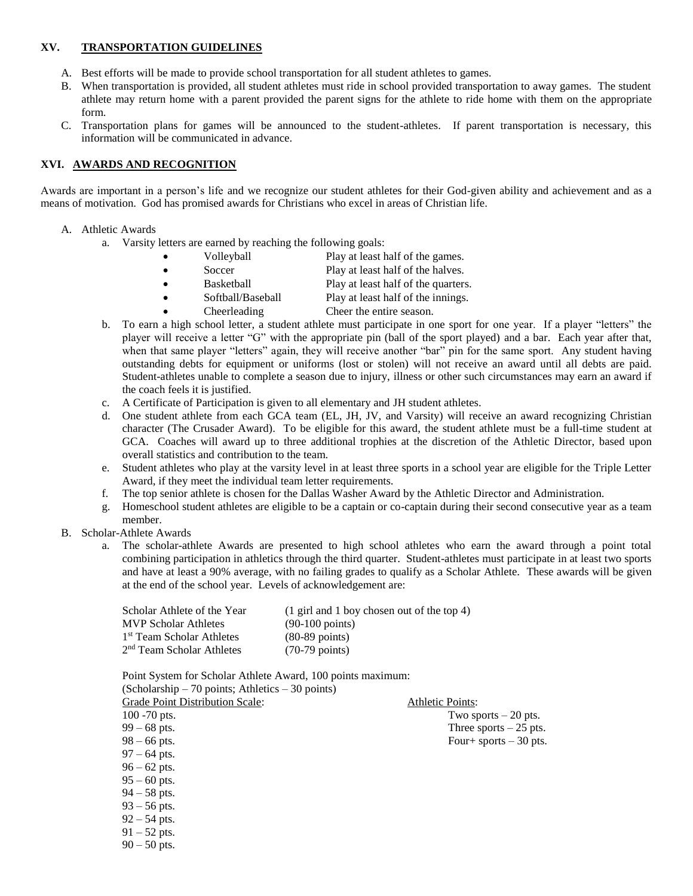## XV. TRANSPORTATION GUIDELINES

A. Best efforts will be made to provide school transportation for all student athletes to games.
B. When transportation is provided, all student athletes must ride in school provided transportation to away games. The student athlete may return home with a parent provided the parent signs for the athlete to ride home with them on the appropriate form.
C. Transportation plans for games will be announced to the student-athletes. If parent transportation is necessary, this information will be communicated in advance.

## XVI. AWARDS AND RECOGNITION

Awards are important in a person's life and we recognize our student athletes for their God-given ability and achievement and as a means of motivation. God has promised awards for Christians who excel in areas of Christian life.

A. Athletic Awards
   a. Varsity letters are earned by reaching the following goals:
      - Volleyball — Play at least half of the games.
      - Soccer — Play at least half of the halves.
      - Basketball — Play at least half of the quarters.
      - Softball/Baseball — Play at least half of the innings.
      - Cheerleading — Cheer the entire season.
   b. To earn a high school letter, a student athlete must participate in one sport for one year. If a player "letters" the player will receive a letter "G" with the appropriate pin (ball of the sport played) and a bar. Each year after that, when that same player "letters" again, they will receive another "bar" pin for the same sport. Any student having outstanding debts for equipment or uniforms (lost or stolen) will not receive an award until all debts are paid. Student-athletes unable to complete a season due to injury, illness or other such circumstances may earn an award if the coach feels it is justified.
   c. A Certificate of Participation is given to all elementary and JH student athletes.
   d. One student athlete from each GCA team (EL, JH, JV, and Varsity) will receive an award recognizing Christian character (The Crusader Award). To be eligible for this award, the student athlete must be a full-time student at GCA. Coaches will award up to three additional trophies at the discretion of the Athletic Director, based upon overall statistics and contribution to the team.
   e. Student athletes who play at the varsity level in at least three sports in a school year are eligible for the Triple Letter Award, if they meet the individual team letter requirements.
   f. The top senior athlete is chosen for the Dallas Washer Award by the Athletic Director and Administration.
   g. Homeschool student athletes are eligible to be a captain or co-captain during their second consecutive year as a team member.

B. Scholar-Athlete Awards
   a. The scholar-athlete Awards are presented to high school athletes who earn the award through a point total combining participation in athletics through the third quarter. Student-athletes must participate in at least two sports and have at least a 90% average, with no failing grades to qualify as a Scholar Athlete. These awards will be given at the end of the school year. Levels of acknowledgement are:

| | |
|---|---|
| Scholar Athlete of the Year | (1 girl and 1 boy chosen out of the top 4) |
| MVP Scholar Athletes | (90-100 points) |
| 1st Team Scholar Athletes | (80-89 points) |
| 2nd Team Scholar Athletes | (70-79 points) |

Point System for Scholar Athlete Award, 100 points maximum:
(Scholarship – 70 points; Athletics – 30 points)

| Grade Point Distribution Scale: | Athletic Points: |
|---|---|
| 100 -70 pts. | Two sports – 20 pts. |
| 99 – 68 pts. | Three sports – 25 pts. |
| 98 – 66 pts. | Four+ sports – 30 pts. |
| 97 – 64 pts. | |
| 96 – 62 pts. | |
| 95 – 60 pts. | |
| 94 – 58 pts. | |
| 93 – 56 pts. | |
| 92 – 54 pts. | |
| 91 – 52 pts. | |
| 90 – 50 pts. | |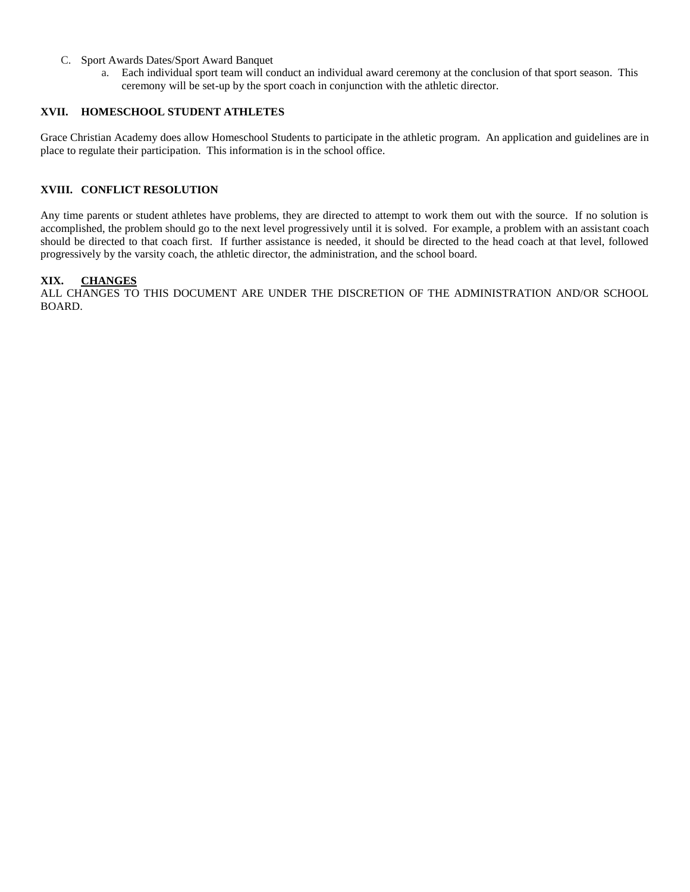C. Sport Awards Dates/Sport Award Banquet
   a. Each individual sport team will conduct an individual award ceremony at the conclusion of that sport season. This ceremony will be set-up by the sport coach in conjunction with the athletic director.

## XVII. HOMESCHOOL STUDENT ATHLETES

Grace Christian Academy does allow Homeschool Students to participate in the athletic program. An application and guidelines are in place to regulate their participation. This information is in the school office.

## XVIII. CONFLICT RESOLUTION

Any time parents or student athletes have problems, they are directed to attempt to work them out with the source. If no solution is accomplished, the problem should go to the next level progressively until it is solved. For example, a problem with an assistant coach should be directed to that coach first. If further assistance is needed, it should be directed to the head coach at that level, followed progressively by the varsity coach, the athletic director, the administration, and the school board.

## XIX. CHANGES

ALL CHANGES TO THIS DOCUMENT ARE UNDER THE DISCRETION OF THE ADMINISTRATION AND/OR SCHOOL BOARD.